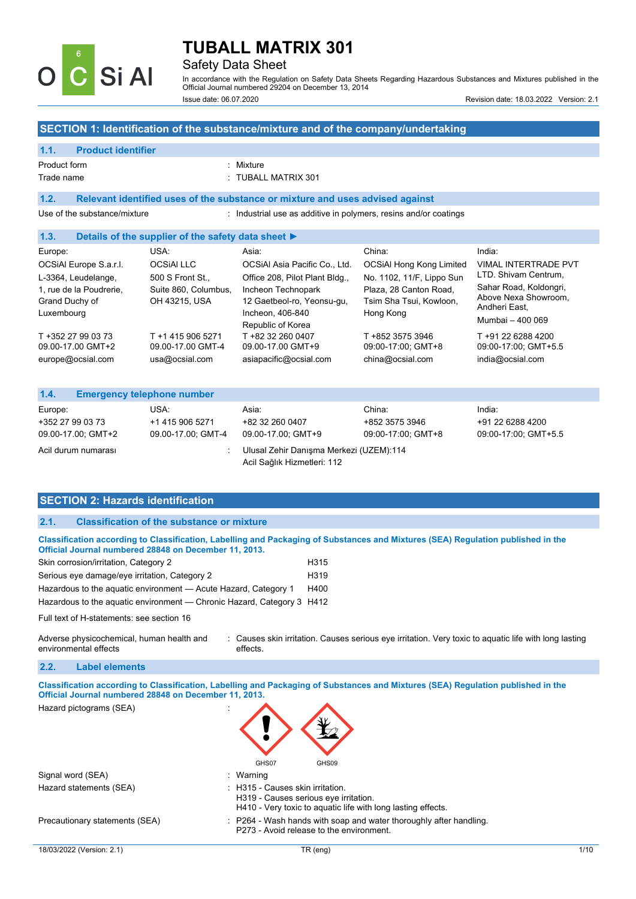# TUBALL MATRIX 301

Safety Data Sheet

In accordance with the Regulation on Safety Data Sheets Regarding Hazardous Substances and Mixtures published in the Official Journal numbered 29204 on December 13, 2014

Issue date: 06.07.2020 Revision date: 18.03.2022 Version: 2.1

## SECTION 1: Identification of the substance/mixture and of the company/undertaking

### 1.1. Product identifier

Product form : Mixture

Trade name : TUBALL MATRIX 301

### 1.2. Relevant identified uses of the substance or mixture and uses advised against

Use of the substance/mixture : Industrial use as additive in polymers, resins and/or coatings

### 1.3. Details of the supplier of the safety data sheet ►

| Europe: | USA: | Asia: | China: | India: |
|---|---|---|---|---|
| OCSiAl Europe S.a.r.l. L-3364, Leudelange, 1, rue de la Poudrerie, Grand Duchy of Luxembourg | OCSiAl LLC 500 S Front St., Suite 860, Columbus, OH 43215, USA | OCSiAl Asia Pacific Co., Ltd. Office 208, Pilot Plant Bldg., Incheon Technopark 12 Gaetbeol-ro, Yeonsu-gu, Incheon, 406-840 Republic of Korea | OCSiAl Hong Kong Limited No. 1102, 11/F, Lippo Sun Plaza, 28 Canton Road, Tsim Sha Tsui, Kowloon, Hong Kong | VIMAL INTERTRADE PVT LTD. Shivam Centrum, Sahar Road, Koldongri, Above Nexa Showroom, Andheri East, Mumbai – 400 069 |
| T +352 27 99 03 73 09.00-17.00 GMT+2 | T +1 415 906 5271 09.00-17.00 GMT-4 | T +82 32 260 0407 09.00-17.00 GMT+9 | T +852 3575 3946 09:00-17:00; GMT+8 | T +91 22 6288 4200 09:00-17:00; GMT+5.5 |
| europe@ocsial.com | usa@ocsial.com | asiapacific@ocsial.com | china@ocsial.com | india@ocsial.com |

### 1.4. Emergency telephone number

| Europe: | USA: | Asia: | China: | India: |
|---|---|---|---|---|
| +352 27 99 03 73 | +1 415 906 5271 | +82 32 260 0407 | +852 3575 3946 | +91 22 6288 4200 |
| 09.00-17.00; GMT+2 | 09.00-17.00; GMT-4 | 09.00-17.00; GMT+9 | 09:00-17:00; GMT+8 | 09:00-17:00; GMT+5.5 |

Acil durum numarası : Ulusal Zehir Danışma Merkezi (UZEM):114
Acil Sağlık Hizmetleri: 112

## SECTION 2: Hazards identification

### 2.1. Classification of the substance or mixture

**Classification according to Classification, Labelling and Packaging of Substances and Mixtures (SEA) Regulation published in the Official Journal numbered 28848 on December 11, 2013.**

| | |
|---|---|
| Skin corrosion/irritation, Category 2 | H315 |
| Serious eye damage/eye irritation, Category 2 | H319 |
| Hazardous to the aquatic environment — Acute Hazard, Category 1 | H400 |
| Hazardous to the aquatic environment — Chronic Hazard, Category 3 | H412 |

Full text of H-statements: see section 16

Adverse physicochemical, human health and environmental effects : Causes skin irritation. Causes serious eye irritation. Very toxic to aquatic life with long lasting effects.

### 2.2. Label elements

**Classification according to Classification, Labelling and Packaging of Substances and Mixtures (SEA) Regulation published in the Official Journal numbered 28848 on December 11, 2013.**

Hazard pictograms (SEA) :

GHS07 GHS09

Signal word (SEA) : Warning

Hazard statements (SEA) : H315 - Causes skin irritation.
H319 - Causes serious eye irritation.
H410 - Very toxic to aquatic life with long lasting effects.

Precautionary statements (SEA) : P264 - Wash hands with soap and water thoroughly after handling.
P273 - Avoid release to the environment.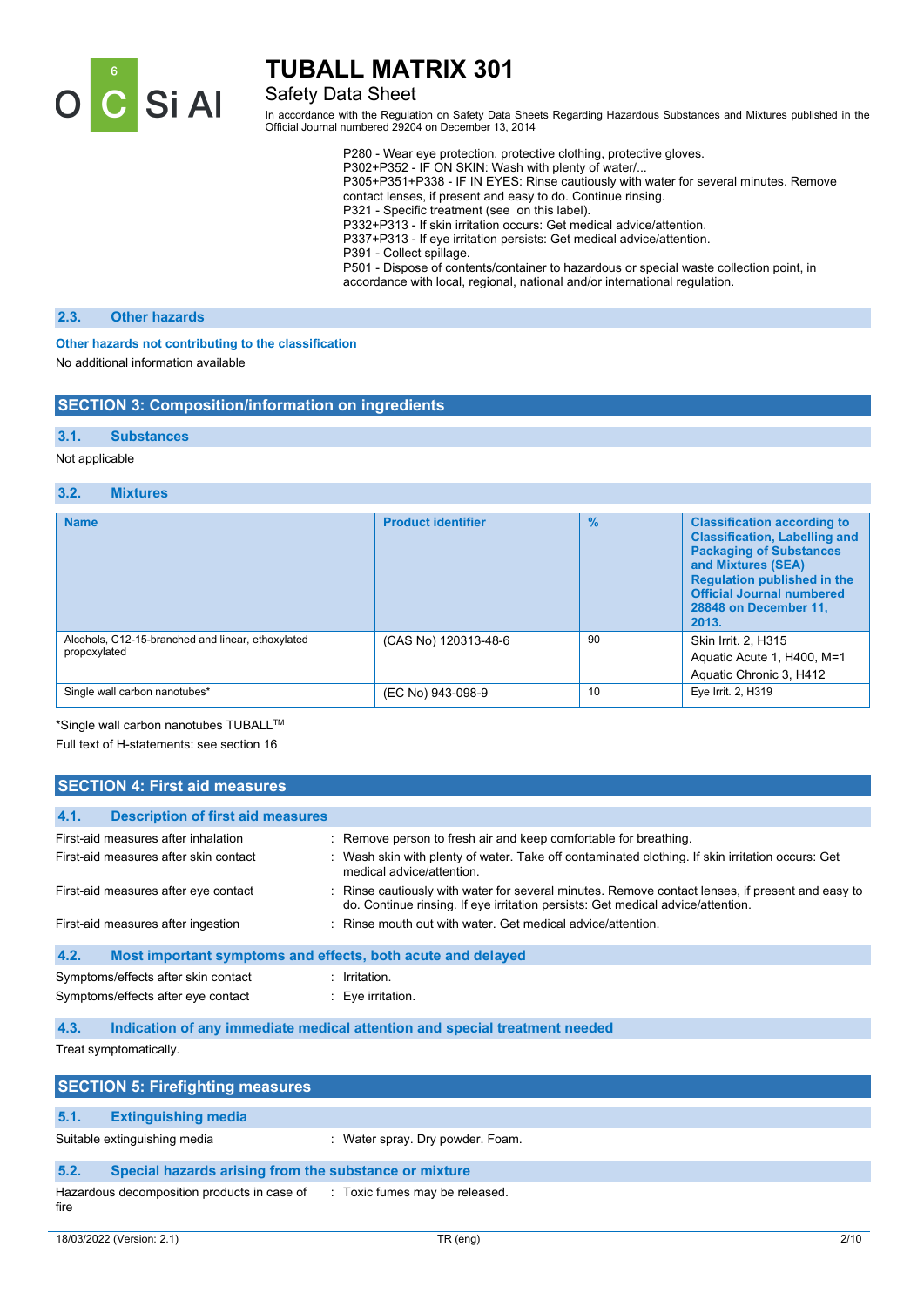P280 - Wear eye protection, protective clothing, protective gloves.
P302+P352 - IF ON SKIN: Wash with plenty of water/...
P305+P351+P338 - IF IN EYES: Rinse cautiously with water for several minutes. Remove contact lenses, if present and easy to do. Continue rinsing.
P321 - Specific treatment (see  on this label).
P332+P313 - If skin irritation occurs: Get medical advice/attention.
P337+P313 - If eye irritation persists: Get medical advice/attention.
P391 - Collect spillage.
P501 - Dispose of contents/container to hazardous or special waste collection point, in accordance with local, regional, national and/or international regulation.

### 2.3. Other hazards

**Other hazards not contributing to the classification**

No additional information available

## SECTION 3: Composition/information on ingredients

### 3.1. Substances

Not applicable

### 3.2. Mixtures

| Name | Product identifier | % | Classification according to Classification, Labelling and Packaging of Substances and Mixtures (SEA) Regulation published in the Official Journal numbered 28848 on December 11, 2013. |
|---|---|---|---|
| Alcohols, C12-15-branched and linear, ethoxylated propoxylated | (CAS No) 120313-48-6 | 90 | Skin Irrit. 2, H315<br>Aquatic Acute 1, H400, M=1<br>Aquatic Chronic 3, H412 |
| Single wall carbon nanotubes* | (EC No) 943-098-9 | 10 | Eye Irrit. 2, H319 |

*Single wall carbon nanotubes TUBALL™

Full text of H-statements: see section 16

## SECTION 4: First aid measures

### 4.1. Description of first aid measures

First-aid measures after inhalation : Remove person to fresh air and keep comfortable for breathing.

First-aid measures after skin contact : Wash skin with plenty of water. Take off contaminated clothing. If skin irritation occurs: Get medical advice/attention.

First-aid measures after eye contact : Rinse cautiously with water for several minutes. Remove contact lenses, if present and easy to do. Continue rinsing. If eye irritation persists: Get medical advice/attention.

First-aid measures after ingestion : Rinse mouth out with water. Get medical advice/attention.

### 4.2. Most important symptoms and effects, both acute and delayed

Symptoms/effects after skin contact : Irritation.

Symptoms/effects after eye contact : Eye irritation.

### 4.3. Indication of any immediate medical attention and special treatment needed

Treat symptomatically.

## SECTION 5: Firefighting measures

### 5.1. Extinguishing media

Suitable extinguishing media : Water spray. Dry powder. Foam.

### 5.2. Special hazards arising from the substance or mixture

Hazardous decomposition products in case of fire : Toxic fumes may be released.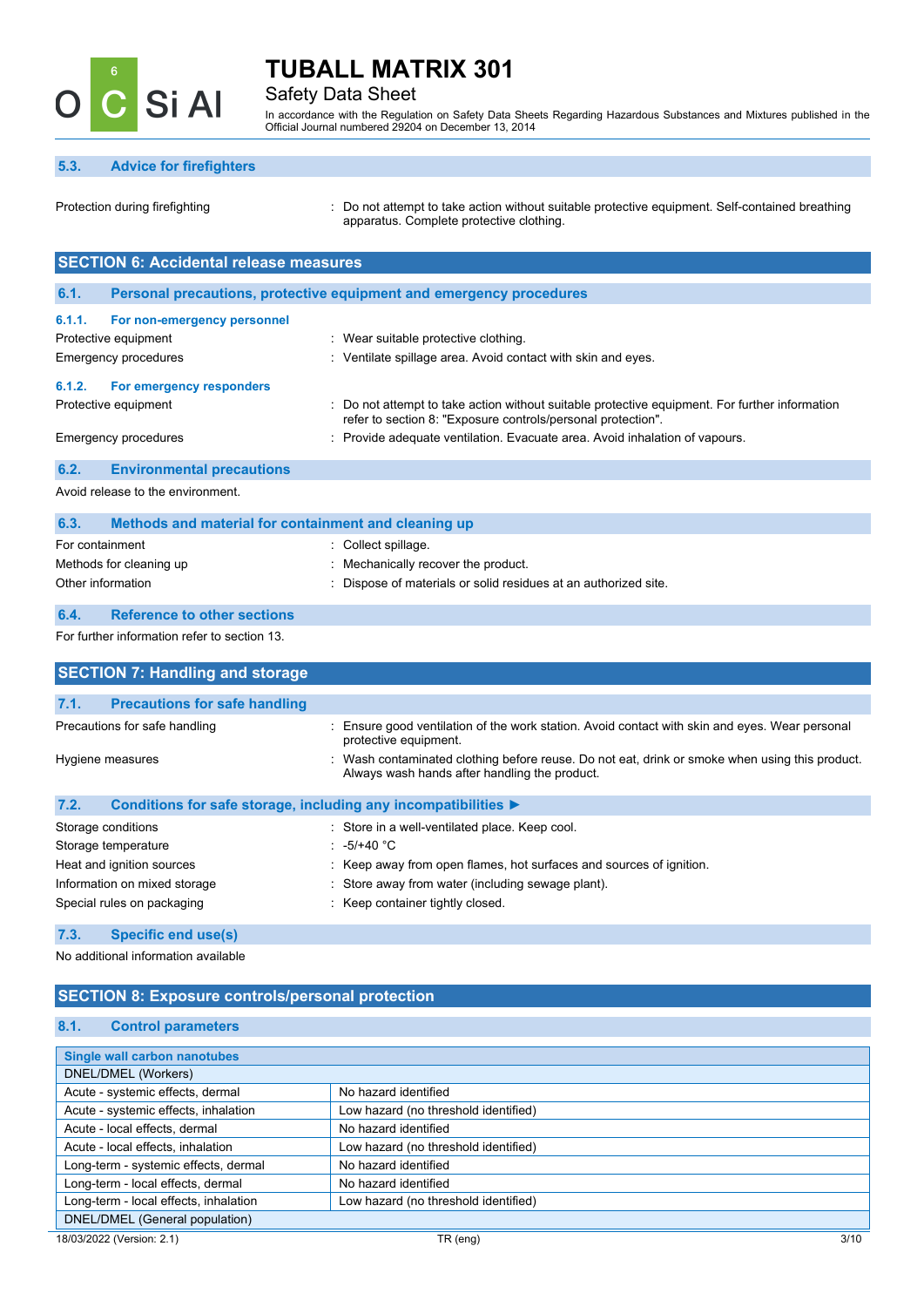### 5.3. Advice for firefighters

Protection during firefighting : Do not attempt to take action without suitable protective equipment. Self-contained breathing apparatus. Complete protective clothing.

## SECTION 6: Accidental release measures

### 6.1. Personal precautions, protective equipment and emergency procedures

#### 6.1.1. For non-emergency personnel

Protective equipment : Wear suitable protective clothing.

Emergency procedures : Ventilate spillage area. Avoid contact with skin and eyes.

#### 6.1.2. For emergency responders

Protective equipment : Do not attempt to take action without suitable protective equipment. For further information refer to section 8: "Exposure controls/personal protection".

Emergency procedures : Provide adequate ventilation. Evacuate area. Avoid inhalation of vapours.

### 6.2. Environmental precautions

Avoid release to the environment.

### 6.3. Methods and material for containment and cleaning up

For containment : Collect spillage.

Methods for cleaning up : Mechanically recover the product.

Other information : Dispose of materials or solid residues at an authorized site.

### 6.4. Reference to other sections

For further information refer to section 13.

## SECTION 7: Handling and storage

### 7.1. Precautions for safe handling

Precautions for safe handling : Ensure good ventilation of the work station. Avoid contact with skin and eyes. Wear personal protective equipment.

Hygiene measures : Wash contaminated clothing before reuse. Do not eat, drink or smoke when using this product. Always wash hands after handling the product.

### 7.2. Conditions for safe storage, including any incompatibilities ►

Storage conditions : Store in a well-ventilated place. Keep cool.

Storage temperature : -5/+40 °C

Heat and ignition sources : Keep away from open flames, hot surfaces and sources of ignition.

Information on mixed storage : Store away from water (including sewage plant).

Special rules on packaging : Keep container tightly closed.

### 7.3. Specific end use(s)

No additional information available

## SECTION 8: Exposure controls/personal protection

### 8.1. Control parameters

| Single wall carbon nanotubes | |
|---|---|
| DNEL/DMEL (Workers) | |
| Acute - systemic effects, dermal | No hazard identified |
| Acute - systemic effects, inhalation | Low hazard (no threshold identified) |
| Acute - local effects, dermal | No hazard identified |
| Acute - local effects, inhalation | Low hazard (no threshold identified) |
| Long-term - systemic effects, dermal | No hazard identified |
| Long-term - local effects, dermal | No hazard identified |
| Long-term - local effects, inhalation | Low hazard (no threshold identified) |
| DNEL/DMEL (General population) | |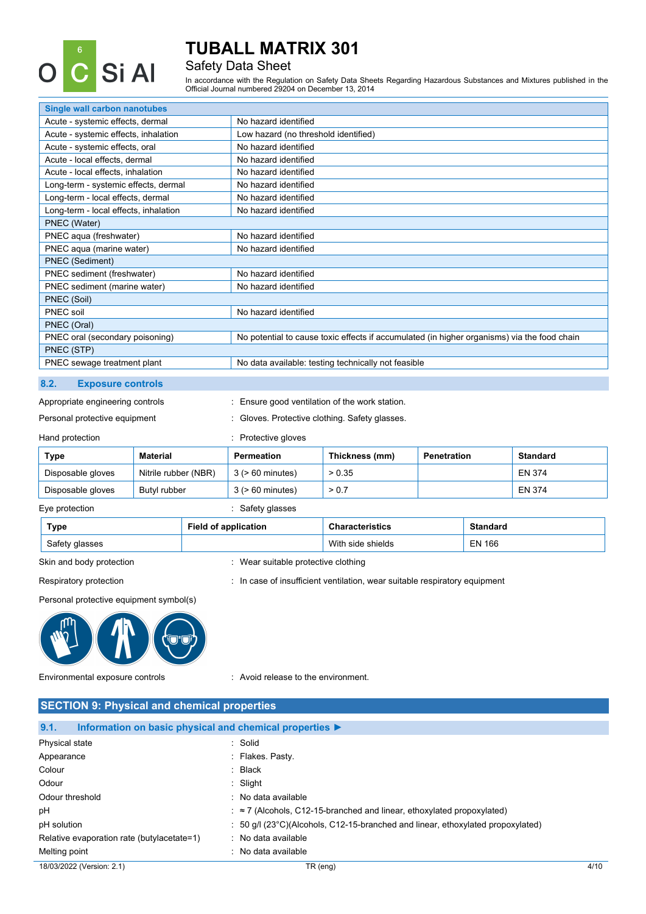| Single wall carbon nanotubes | |
|---|---|
| Acute - systemic effects, dermal | No hazard identified |
| Acute - systemic effects, inhalation | Low hazard (no threshold identified) |
| Acute - systemic effects, oral | No hazard identified |
| Acute - local effects, dermal | No hazard identified |
| Acute - local effects, inhalation | No hazard identified |
| Long-term - systemic effects, dermal | No hazard identified |
| Long-term - local effects, dermal | No hazard identified |
| Long-term - local effects, inhalation | No hazard identified |
| PNEC (Water) | |
| PNEC aqua (freshwater) | No hazard identified |
| PNEC aqua (marine water) | No hazard identified |
| PNEC (Sediment) | |
| PNEC sediment (freshwater) | No hazard identified |
| PNEC sediment (marine water) | No hazard identified |
| PNEC (Soil) | |
| PNEC soil | No hazard identified |
| PNEC (Oral) | |
| PNEC oral (secondary poisoning) | No potential to cause toxic effects if accumulated (in higher organisms) via the food chain |
| PNEC (STP) | |
| PNEC sewage treatment plant | No data available: testing technically not feasible |

### 8.2. Exposure controls

Appropriate engineering controls : Ensure good ventilation of the work station.

Personal protective equipment : Gloves. Protective clothing. Safety glasses.

Hand protection : Protective gloves

| Type | Material | Permeation | Thickness (mm) | Penetration | Standard |
|---|---|---|---|---|---|
| Disposable gloves | Nitrile rubber (NBR) | 3 (> 60 minutes) | > 0.35 | | EN 374 |
| Disposable gloves | Butyl rubber | 3 (> 60 minutes) | > 0.7 | | EN 374 |

Eye protection : Safety glasses

| Type | Field of application | Characteristics | Standard |
|---|---|---|---|
| Safety glasses | | With side shields | EN 166 |

Skin and body protection : Wear suitable protective clothing

Respiratory protection : In case of insufficient ventilation, wear suitable respiratory equipment

Personal protective equipment symbol(s)

Environmental exposure controls : Avoid release to the environment.

## SECTION 9: Physical and chemical properties

### 9.1. Information on basic physical and chemical properties

| | |
|---|---|
| Physical state | : Solid |
| Appearance | : Flakes. Pasty. |
| Colour | : Black |
| Odour | : Slight |
| Odour threshold | : No data available |
| pH | : ≈ 7 (Alcohols, C12-15-branched and linear, ethoxylated propoxylated) |
| pH solution | : 50 g/l (23°C)(Alcohols, C12-15-branched and linear, ethoxylated propoxylated) |
| Relative evaporation rate (butylacetate=1) | : No data available |
| Melting point | : No data available |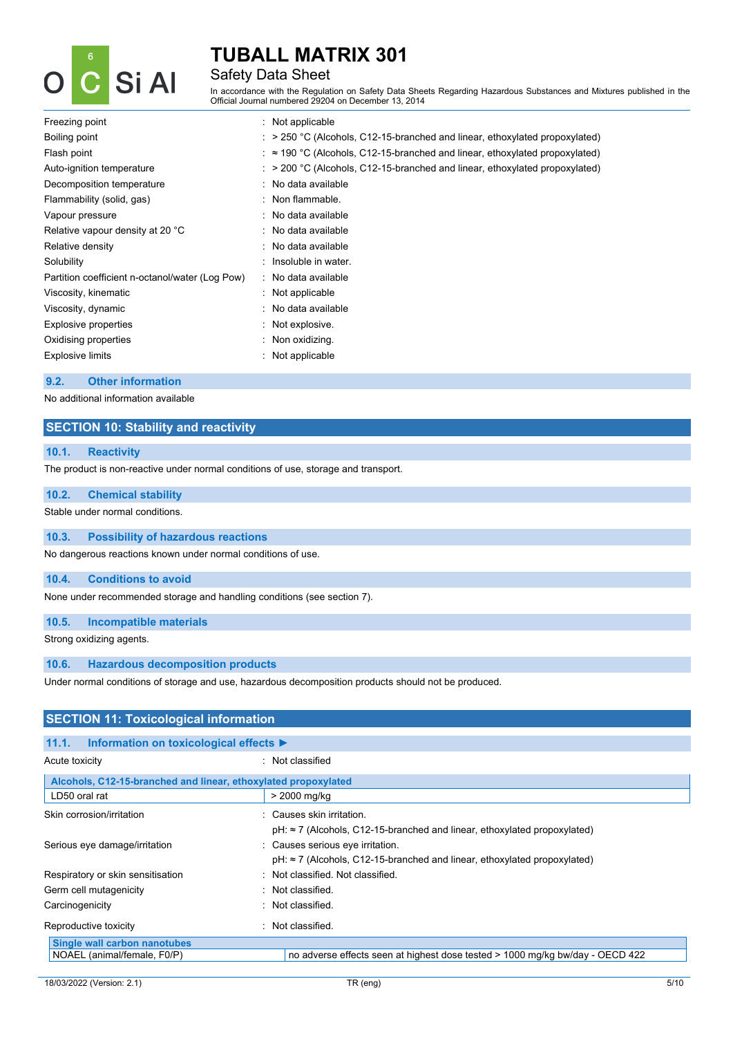| | |
|---|---|
| Freezing point | : Not applicable |
| Boiling point | : > 250 °C (Alcohols, C12-15-branched and linear, ethoxylated propoxylated) |
| Flash point | : ≈ 190 °C (Alcohols, C12-15-branched and linear, ethoxylated propoxylated) |
| Auto-ignition temperature | : > 200 °C (Alcohols, C12-15-branched and linear, ethoxylated propoxylated) |
| Decomposition temperature | : No data available |
| Flammability (solid, gas) | : Non flammable. |
| Vapour pressure | : No data available |
| Relative vapour density at 20 °C | : No data available |
| Relative density | : No data available |
| Solubility | : Insoluble in water. |
| Partition coefficient n-octanol/water (Log Pow) | : No data available |
| Viscosity, kinematic | : Not applicable |
| Viscosity, dynamic | : No data available |
| Explosive properties | : Not explosive. |
| Oxidising properties | : Non oxidizing. |
| Explosive limits | : Not applicable |

### 9.2. Other information

No additional information available

## SECTION 10: Stability and reactivity

### 10.1. Reactivity

The product is non-reactive under normal conditions of use, storage and transport.

### 10.2. Chemical stability

Stable under normal conditions.

### 10.3. Possibility of hazardous reactions

No dangerous reactions known under normal conditions of use.

### 10.4. Conditions to avoid

None under recommended storage and handling conditions (see section 7).

### 10.5. Incompatible materials

Strong oxidizing agents.

### 10.6. Hazardous decomposition products

Under normal conditions of storage and use, hazardous decomposition products should not be produced.

## SECTION 11: Toxicological information

### 11.1. Information on toxicological effects ►

Acute toxicity : Not classified

| Alcohols, C12-15-branched and linear, ethoxylated propoxylated | |
|---|---|
| LD50 oral rat | > 2000 mg/kg |

Skin corrosion/irritation : Causes skin irritation.
pH: ≈ 7 (Alcohols, C12-15-branched and linear, ethoxylated propoxylated)

Serious eye damage/irritation : Causes serious eye irritation.
pH: ≈ 7 (Alcohols, C12-15-branched and linear, ethoxylated propoxylated)

Respiratory or skin sensitisation : Not classified. Not classified.

Germ cell mutagenicity : Not classified.

Carcinogenicity : Not classified.

Reproductive toxicity : Not classified.

| Single wall carbon nanotubes | |
|---|---|
| NOAEL (animal/female, F0/P) | no adverse effects seen at highest dose tested > 1000 mg/kg bw/day - OECD 422 |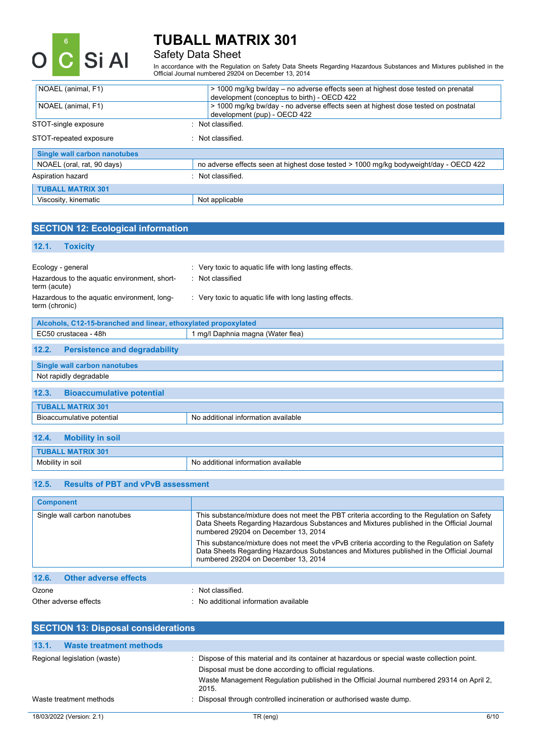| | |
|---|---|
| NOAEL (animal, F1) | > 1000 mg/kg bw/day – no adverse effects seen at highest dose tested on prenatal development (conceptus to birth) - OECD 422 |
| NOAEL (animal, F1) | > 1000 mg/kg bw/day - no adverse effects seen at highest dose tested on postnatal development (pup) - OECD 422 |

STOT-single exposure : Not classified.

STOT-repeated exposure : Not classified.

| Single wall carbon nanotubes | |
|---|---|
| NOAEL (oral, rat, 90 days) | no adverse effects seen at highest dose tested > 1000 mg/kg bodyweight/day - OECD 422 |

Aspiration hazard : Not classified.

| TUBALL MATRIX 301 | |
|---|---|
| Viscosity, kinematic | Not applicable |

## SECTION 12: Ecological information

### 12.1. Toxicity

Ecology - general : Very toxic to aquatic life with long lasting effects.

Hazardous to the aquatic environment, short-term (acute) : Not classified

Hazardous to the aquatic environment, long-term (chronic) : Very toxic to aquatic life with long lasting effects.

| Alcohols, C12-15-branched and linear, ethoxylated propoxylated | |
|---|---|
| EC50 crustacea - 48h | 1 mg/l Daphnia magna (Water flea) |

### 12.2. Persistence and degradability

| Single wall carbon nanotubes |
|---|
| Not rapidly degradable |

### 12.3. Bioaccumulative potential

| TUBALL MATRIX 301 | |
|---|---|
| Bioaccumulative potential | No additional information available |

### 12.4. Mobility in soil

| TUBALL MATRIX 301 | |
|---|---|
| Mobility in soil | No additional information available |

### 12.5. Results of PBT and vPvB assessment

| Component | |
|---|---|
| Single wall carbon nanotubes | This substance/mixture does not meet the PBT criteria according to the Regulation on Safety Data Sheets Regarding Hazardous Substances and Mixtures published in the Official Journal numbered 29204 on December 13, 2014<br>This substance/mixture does not meet the vPvB criteria according to the Regulation on Safety Data Sheets Regarding Hazardous Substances and Mixtures published in the Official Journal numbered 29204 on December 13, 2014 |

### 12.6. Other adverse effects

Ozone : Not classified.

Other adverse effects : No additional information available

## SECTION 13: Disposal considerations

### 13.1. Waste treatment methods

Regional legislation (waste) : Dispose of this material and its container at hazardous or special waste collection point.
Disposal must be done according to official regulations.
Waste Management Regulation published in the Official Journal numbered 29314 on April 2, 2015.

Waste treatment methods : Disposal through controlled incineration or authorised waste dump.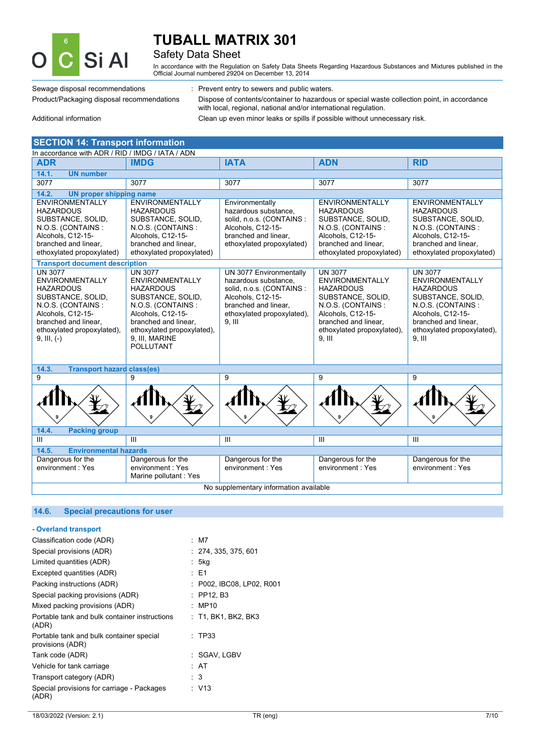| | | |
|---|---|---|
| Sewage disposal recommendations | : | Prevent entry to sewers and public waters. |
| Product/Packaging disposal recommendations | : | Dispose of contents/container to hazardous or special waste collection point, in accordance with local, regional, national and/or international regulation. |
| Additional information | : | Clean up even minor leaks or spills if possible without unnecessary risk. |

## SECTION 14: Transport information

In accordance with ADR / RID / IMDG / IATA / ADN

| ADR | IMDG | IATA | ADN | RID |
|---|---|---|---|---|
| **14.1. UN number** | | | | |
| 3077 | 3077 | 3077 | 3077 | 3077 |
| **14.2. UN proper shipping name** | | | | |
| ENVIRONMENTALLY HAZARDOUS SUBSTANCE, SOLID, N.O.S. (CONTAINS : Alcohols, C12-15-branched and linear, ethoxylated propoxylated) | ENVIRONMENTALLY HAZARDOUS SUBSTANCE, SOLID, N.O.S. (CONTAINS : Alcohols, C12-15-branched and linear, ethoxylated propoxylated) | Environmentally hazardous substance, solid, n.o.s. (CONTAINS : Alcohols, C12-15-branched and linear, ethoxylated propoxylated) | ENVIRONMENTALLY HAZARDOUS SUBSTANCE, SOLID, N.O.S. (CONTAINS : Alcohols, C12-15-branched and linear, ethoxylated propoxylated) | ENVIRONMENTALLY HAZARDOUS SUBSTANCE, SOLID, N.O.S. (CONTAINS : Alcohols, C12-15-branched and linear, ethoxylated propoxylated) |
| **Transport document description** | | | | |
| UN 3077 ENVIRONMENTALLY HAZARDOUS SUBSTANCE, SOLID, N.O.S. (CONTAINS : Alcohols, C12-15-branched and linear, ethoxylated propoxylated), 9, III, (-) | UN 3077 ENVIRONMENTALLY HAZARDOUS SUBSTANCE, SOLID, N.O.S. (CONTAINS : Alcohols, C12-15-branched and linear, ethoxylated propoxylated), 9, III, MARINE POLLUTANT | UN 3077 Environmentally hazardous substance, solid, n.o.s. (CONTAINS : Alcohols, C12-15-branched and linear, ethoxylated propoxylated), 9, III | UN 3077 ENVIRONMENTALLY HAZARDOUS SUBSTANCE, SOLID, N.O.S. (CONTAINS : Alcohols, C12-15-branched and linear, ethoxylated propoxylated), 9, III | UN 3077 ENVIRONMENTALLY HAZARDOUS SUBSTANCE, SOLID, N.O.S. (CONTAINS : Alcohols, C12-15-branched and linear, ethoxylated propoxylated), 9, III |
| **14.3. Transport hazard class(es)** | | | | |
| 9 | 9 | 9 | 9 | 9 |
| **14.4. Packing group** | | | | |
| III | III | III | III | III |
| **14.5. Environmental hazards** | | | | |
| Dangerous for the environment : Yes | Dangerous for the environment : Yes<br>Marine pollutant : Yes | Dangerous for the environment : Yes | Dangerous for the environment : Yes | Dangerous for the environment : Yes |

No supplementary information available

### 14.6. Special precautions for user

**- Overland transport**

| | | |
|---|---|---|
| Classification code (ADR) | : | M7 |
| Special provisions (ADR) | : | 274, 335, 375, 601 |
| Limited quantities (ADR) | : | 5kg |
| Excepted quantities (ADR) | : | E1 |
| Packing instructions (ADR) | : | P002, IBC08, LP02, R001 |
| Special packing provisions (ADR) | : | PP12, B3 |
| Mixed packing provisions (ADR) | : | MP10 |
| Portable tank and bulk container instructions (ADR) | : | T1, BK1, BK2, BK3 |
| Portable tank and bulk container special provisions (ADR) | : | TP33 |
| Tank code (ADR) | : | SGAV, LGBV |
| Vehicle for tank carriage | : | AT |
| Transport category (ADR) | : | 3 |
| Special provisions for carriage - Packages (ADR) | : | V13 |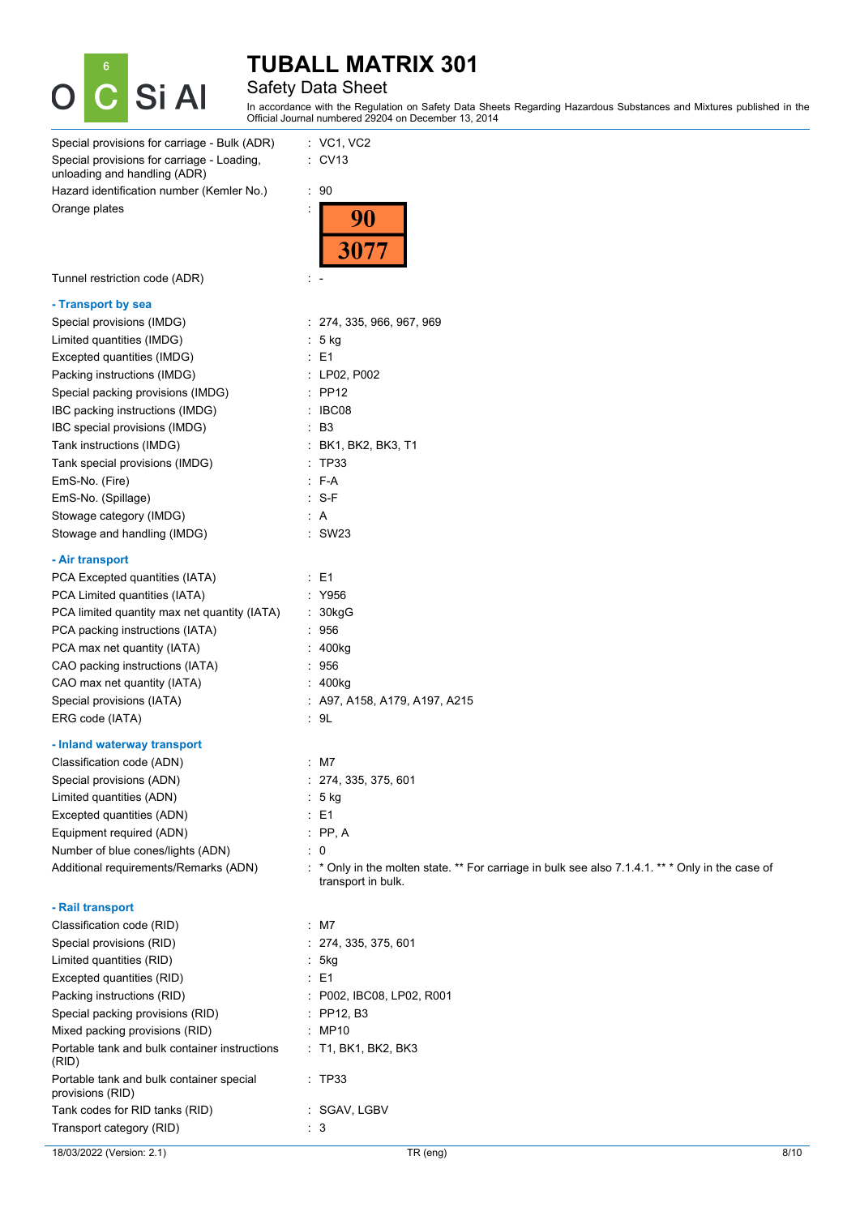| | |
|---|---|
| Special provisions for carriage - Bulk (ADR) | : VC1, VC2 |
| Special provisions for carriage - Loading, unloading and handling (ADR) | : CV13 |
| Hazard identification number (Kemler No.) | : 90 |
| Orange plates | : 90 / 3077 |
| Tunnel restriction code (ADR) | : - |

**- Transport by sea**

| | |
|---|---|
| Special provisions (IMDG) | : 274, 335, 966, 967, 969 |
| Limited quantities (IMDG) | : 5 kg |
| Excepted quantities (IMDG) | : E1 |
| Packing instructions (IMDG) | : LP02, P002 |
| Special packing provisions (IMDG) | : PP12 |
| IBC packing instructions (IMDG) | : IBC08 |
| IBC special provisions (IMDG) | : B3 |
| Tank instructions (IMDG) | : BK1, BK2, BK3, T1 |
| Tank special provisions (IMDG) | : TP33 |
| EmS-No. (Fire) | : F-A |
| EmS-No. (Spillage) | : S-F |
| Stowage category (IMDG) | : A |
| Stowage and handling (IMDG) | : SW23 |

**- Air transport**

| | |
|---|---|
| PCA Excepted quantities (IATA) | : E1 |
| PCA Limited quantities (IATA) | : Y956 |
| PCA limited quantity max net quantity (IATA) | : 30kgG |
| PCA packing instructions (IATA) | : 956 |
| PCA max net quantity (IATA) | : 400kg |
| CAO packing instructions (IATA) | : 956 |
| CAO max net quantity (IATA) | : 400kg |
| Special provisions (IATA) | : A97, A158, A179, A197, A215 |
| ERG code (IATA) | : 9L |

**- Inland waterway transport**

| | |
|---|---|
| Classification code (ADN) | : M7 |
| Special provisions (ADN) | : 274, 335, 375, 601 |
| Limited quantities (ADN) | : 5 kg |
| Excepted quantities (ADN) | : E1 |
| Equipment required (ADN) | : PP, A |
| Number of blue cones/lights (ADN) | : 0 |
| Additional requirements/Remarks (ADN) | : * Only in the molten state. ** For carriage in bulk see also 7.1.4.1. ** * Only in the case of transport in bulk. |

**- Rail transport**

| | |
|---|---|
| Classification code (RID) | : M7 |
| Special provisions (RID) | : 274, 335, 375, 601 |
| Limited quantities (RID) | : 5kg |
| Excepted quantities (RID) | : E1 |
| Packing instructions (RID) | : P002, IBC08, LP02, R001 |
| Special packing provisions (RID) | : PP12, B3 |
| Mixed packing provisions (RID) | : MP10 |
| Portable tank and bulk container instructions (RID) | : T1, BK1, BK2, BK3 |
| Portable tank and bulk container special provisions (RID) | : TP33 |
| Tank codes for RID tanks (RID) | : SGAV, LGBV |
| Transport category (RID) | : 3 |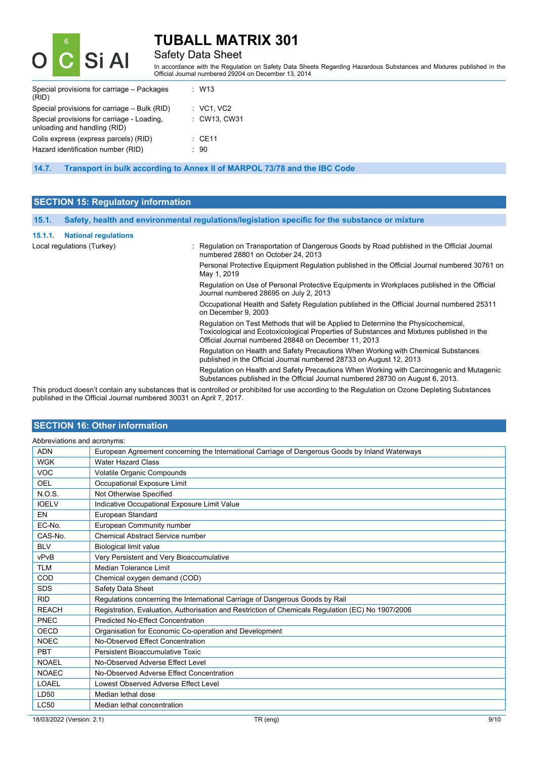| | |
|---|---|
| Special provisions for carriage – Packages (RID) | : W13 |
| Special provisions for carriage – Bulk (RID) | : VC1, VC2 |
| Special provisions for carriage - Loading, unloading and handling (RID) | : CW13, CW31 |
| Colis express (express parcels) (RID) | : CE11 |
| Hazard identification number (RID) | : 90 |

### 14.7. Transport in bulk according to Annex II of MARPOL 73/78 and the IBC Code

## SECTION 15: Regulatory information

### 15.1. Safety, health and environmental regulations/legislation specific for the substance or mixture

#### 15.1.1. National regulations

Local regulations (Turkey) : Regulation on Transportation of Dangerous Goods by Road published in the Official Journal numbered 28801 on October 24, 2013

Personal Protective Equipment Regulation published in the Official Journal numbered 30761 on May 1, 2019

Regulation on Use of Personal Protective Equipments in Workplaces published in the Official Journal numbered 28695 on July 2, 2013

Occupational Health and Safety Regulation published in the Official Journal numbered 25311 on December 9, 2003

Regulation on Test Methods that will be Applied to Determine the Physicochemical, Toxicological and Ecotoxicological Properties of Substances and Mixtures published in the Official Journal numbered 28848 on December 11, 2013

Regulation on Health and Safety Precautions When Working with Chemical Substances published in the Official Journal numbered 28733 on August 12, 2013

Regulation on Health and Safety Precautions When Working with Carcinogenic and Mutagenic Substances published in the Official Journal numbered 28730 on August 6, 2013.

This product doesn't contain any substances that is controlled or prohibited for use according to the Regulation on Ozone Depleting Substances published in the Official Journal numbered 30031 on April 7, 2017.

## SECTION 16: Other information

Abbreviations and acronyms:

| | |
|---|---|
| ADN | European Agreement concerning the International Carriage of Dangerous Goods by Inland Waterways |
| WGK | Water Hazard Class |
| VOC | Volatile Organic Compounds |
| OEL | Occupational Exposure Limit |
| N.O.S. | Not Otherwise Specified |
| IOELV | Indicative Occupational Exposure Limit Value |
| EN | European Standard |
| EC-No. | European Community number |
| CAS-No. | Chemical Abstract Service number |
| BLV | Biological limit value |
| vPvB | Very Persistent and Very Bioaccumulative |
| TLM | Median Tolerance Limit |
| COD | Chemical oxygen demand (COD) |
| SDS | Safety Data Sheet |
| RID | Regulations concerning the International Carriage of Dangerous Goods by Rail |
| REACH | Registration, Evaluation, Authorisation and Restriction of Chemicals Regulation (EC) No 1907/2006 |
| PNEC | Predicted No-Effect Concentration |
| OECD | Organisation for Economic Co-operation and Development |
| NOEC | No-Observed Effect Concentration |
| PBT | Persistent Bioaccumulative Toxic |
| NOAEL | No-Observed Adverse Effect Level |
| NOAEC | No-Observed Adverse Effect Concentration |
| LOAEL | Lowest Observed Adverse Effect Level |
| LD50 | Median lethal dose |
| LC50 | Median lethal concentration |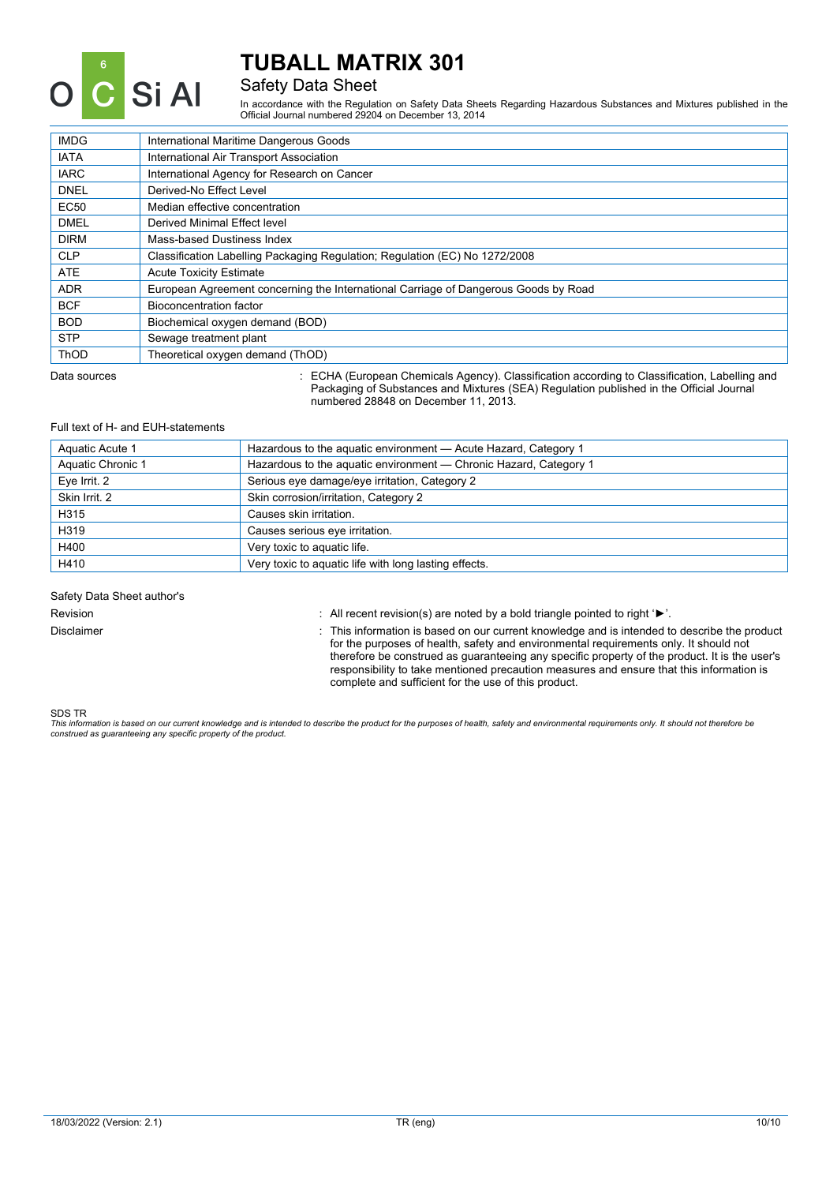| | |
|---|---|
| IMDG | International Maritime Dangerous Goods |
| IATA | International Air Transport Association |
| IARC | International Agency for Research on Cancer |
| DNEL | Derived-No Effect Level |
| EC50 | Median effective concentration |
| DMEL | Derived Minimal Effect level |
| DIRM | Mass-based Dustiness Index |
| CLP | Classification Labelling Packaging Regulation; Regulation (EC) No 1272/2008 |
| ATE | Acute Toxicity Estimate |
| ADR | European Agreement concerning the International Carriage of Dangerous Goods by Road |
| BCF | Bioconcentration factor |
| BOD | Biochemical oxygen demand (BOD) |
| STP | Sewage treatment plant |
| ThOD | Theoretical oxygen demand (ThOD) |

Data sources : ECHA (European Chemicals Agency). Classification according to Classification, Labelling and Packaging of Substances and Mixtures (SEA) Regulation published in the Official Journal numbered 28848 on December 11, 2013.

Full text of H- and EUH-statements

| | |
|---|---|
| Aquatic Acute 1 | Hazardous to the aquatic environment — Acute Hazard, Category 1 |
| Aquatic Chronic 1 | Hazardous to the aquatic environment — Chronic Hazard, Category 1 |
| Eye Irrit. 2 | Serious eye damage/eye irritation, Category 2 |
| Skin Irrit. 2 | Skin corrosion/irritation, Category 2 |
| H315 | Causes skin irritation. |
| H319 | Causes serious eye irritation. |
| H400 | Very toxic to aquatic life. |
| H410 | Very toxic to aquatic life with long lasting effects. |

Safety Data Sheet author's

Revision : All recent revision(s) are noted by a bold triangle pointed to right '►'.

Disclaimer : This information is based on our current knowledge and is intended to describe the product for the purposes of health, safety and environmental requirements only. It should not therefore be construed as guaranteeing any specific property of the product. It is the user's responsibility to take mentioned precaution measures and ensure that this information is complete and sufficient for the use of this product.

SDS TR

*This information is based on our current knowledge and is intended to describe the product for the purposes of health, safety and environmental requirements only. It should not therefore be construed as guaranteeing any specific property of the product.*